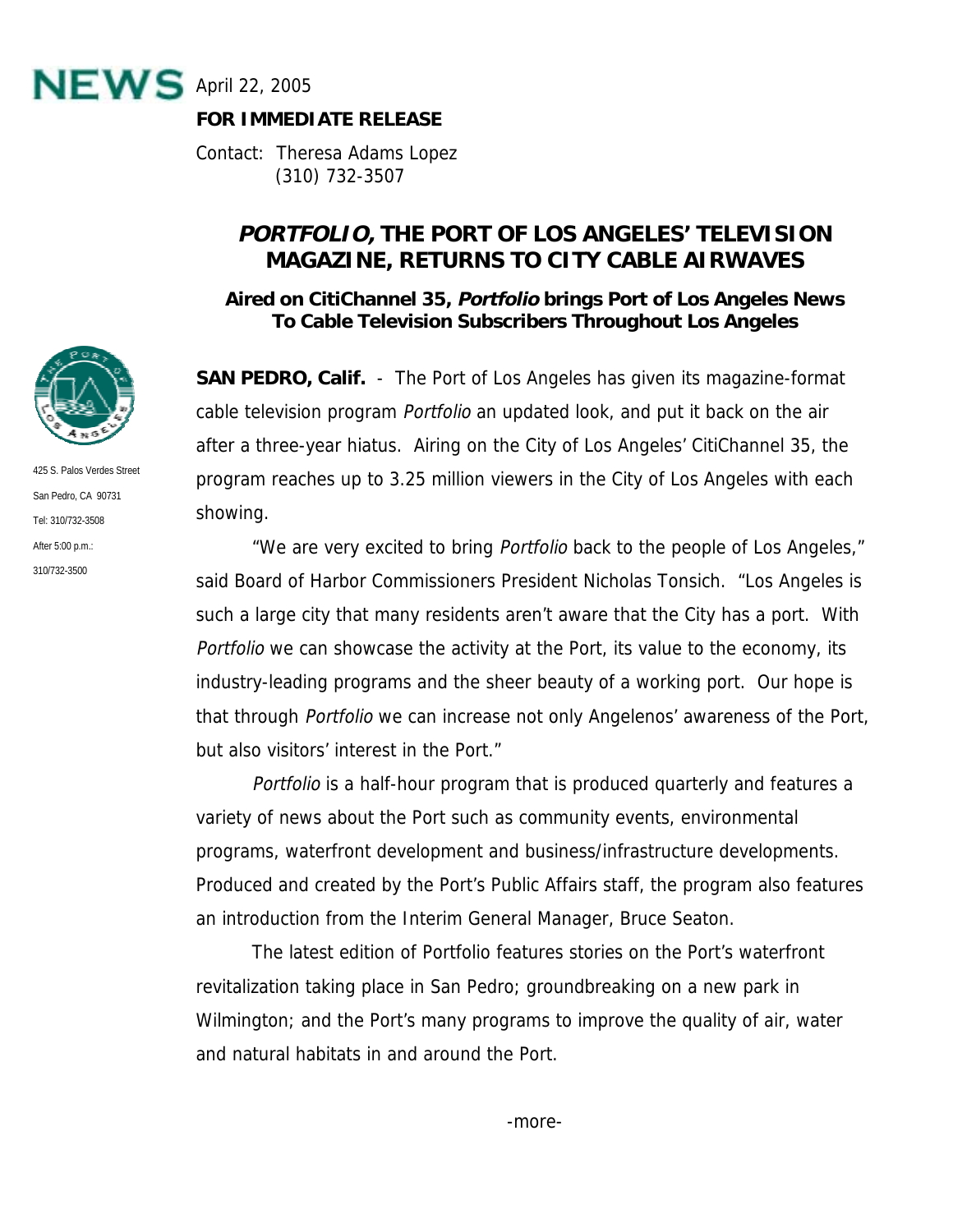**NEWS** April 22, 2005

**FOR IMMEDIATE RELEASE**

Contact: Theresa Adams Lopez
(310) 732-3507

# *PORTFOLIO,* THE PORT OF LOS ANGELES' TELEVISION MAGAZINE, RETURNS TO CITY CABLE AIRWAVES

### Aired on CitiChannel 35, *Portfolio* brings Port of Los Angeles News To Cable Television Subscribers Throughout Los Angeles

425 S. Palos Verdes Street
San Pedro, CA 90731
Tel: 310/732-3508
After 5:00 p.m.:
310/732-3500

**SAN PEDRO, Calif.** - The Port of Los Angeles has given its magazine-format cable television program *Portfolio* an updated look, and put it back on the air after a three-year hiatus. Airing on the City of Los Angeles' CitiChannel 35, the program reaches up to 3.25 million viewers in the City of Los Angeles with each showing.

"We are very excited to bring *Portfolio* back to the people of Los Angeles," said Board of Harbor Commissioners President Nicholas Tonsich. "Los Angeles is such a large city that many residents aren't aware that the City has a port. With *Portfolio* we can showcase the activity at the Port, its value to the economy, its industry-leading programs and the sheer beauty of a working port. Our hope is that through *Portfolio* we can increase not only Angelenos' awareness of the Port, but also visitors' interest in the Port."

*Portfolio* is a half-hour program that is produced quarterly and features a variety of news about the Port such as community events, environmental programs, waterfront development and business/infrastructure developments. Produced and created by the Port's Public Affairs staff, the program also features an introduction from the Interim General Manager, Bruce Seaton.

The latest edition of Portfolio features stories on the Port's waterfront revitalization taking place in San Pedro; groundbreaking on a new park in Wilmington; and the Port's many programs to improve the quality of air, water and natural habitats in and around the Port.

-more-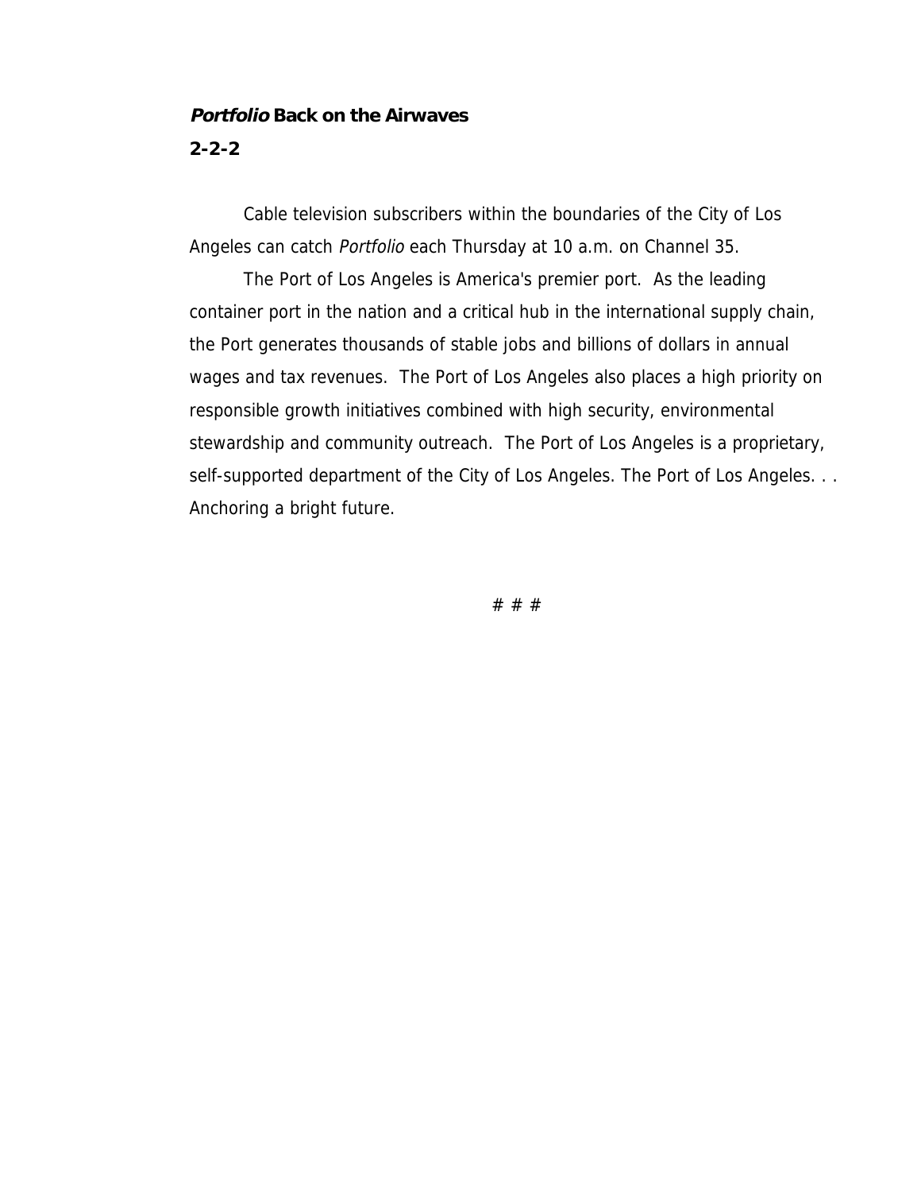Cable television subscribers within the boundaries of the City of Los Angeles can catch *Portfolio* each Thursday at 10 a.m. on Channel 35.

The Port of Los Angeles is America's premier port. As the leading container port in the nation and a critical hub in the international supply chain, the Port generates thousands of stable jobs and billions of dollars in annual wages and tax revenues. The Port of Los Angeles also places a high priority on responsible growth initiatives combined with high security, environmental stewardship and community outreach. The Port of Los Angeles is a proprietary, self-supported department of the City of Los Angeles. The Port of Los Angeles. . . Anchoring a bright future.

# # #